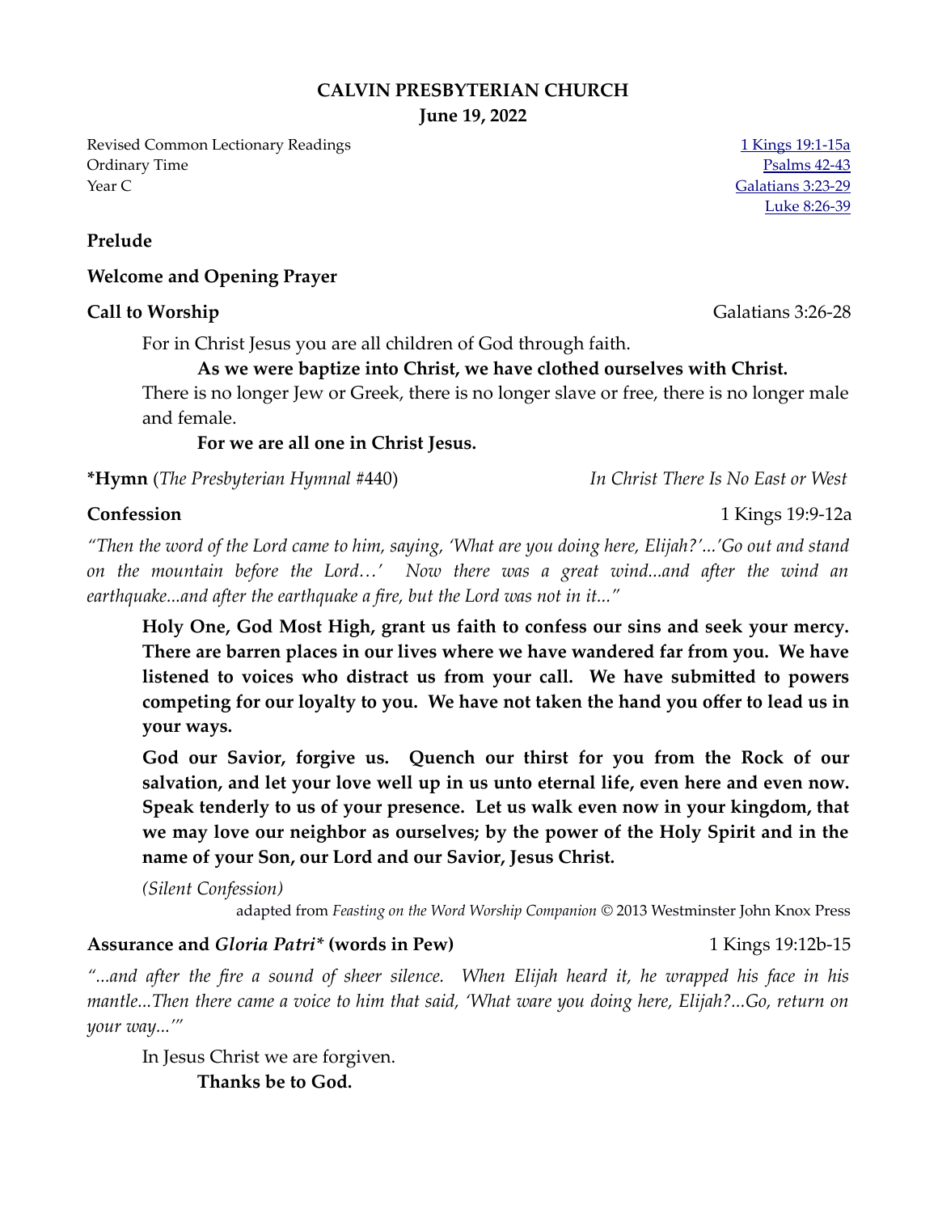# CALVIN PRESBYTERIAN CHURCH
## June 19, 2022

Revised Common Lectionary Readings
Ordinary Time
Year C

1 Kings 19:1-15a
Psalms 42-43
Galatians 3:23-29
Luke 8:26-39

**Prelude**

**Welcome and Opening Prayer**

**Call to Worship** Galatians 3:26-28

For in Christ Jesus you are all children of God through faith.

**As we were baptize into Christ, we have clothed ourselves with Christ.**

There is no longer Jew or Greek, there is no longer slave or free, there is no longer male and female.

**For we are all one in Christ Jesus.**

**\*Hymn** (*The Presbyterian Hymnal* #440) *In Christ There Is No East or West*

**Confession** 1 Kings 19:9-12a

*"Then the word of the Lord came to him, saying, 'What are you doing here, Elijah?'...'Go out and stand on the mountain before the Lord…' Now there was a great wind...and after the wind an earthquake...and after the earthquake a fire, but the Lord was not in it..."*

**Holy One, God Most High, grant us faith to confess our sins and seek your mercy. There are barren places in our lives where we have wandered far from you. We have listened to voices who distract us from your call. We have submitted to powers competing for our loyalty to you. We have not taken the hand you offer to lead us in your ways.**

**God our Savior, forgive us. Quench our thirst for you from the Rock of our salvation, and let your love well up in us unto eternal life, even here and even now. Speak tenderly to us of your presence. Let us walk even now in your kingdom, that we may love our neighbor as ourselves; by the power of the Holy Spirit and in the name of your Son, our Lord and our Savior, Jesus Christ.**

*(Silent Confession)*

adapted from *Feasting on the Word Worship Companion* © 2013 Westminster John Knox Press

**Assurance and *Gloria Patri\** (words in Pew)** 1 Kings 19:12b-15

*"...and after the fire a sound of sheer silence. When Elijah heard it, he wrapped his face in his mantle...Then there came a voice to him that said, 'What ware you doing here, Elijah?...Go, return on your way...'"*

In Jesus Christ we are forgiven.

**Thanks be to God.**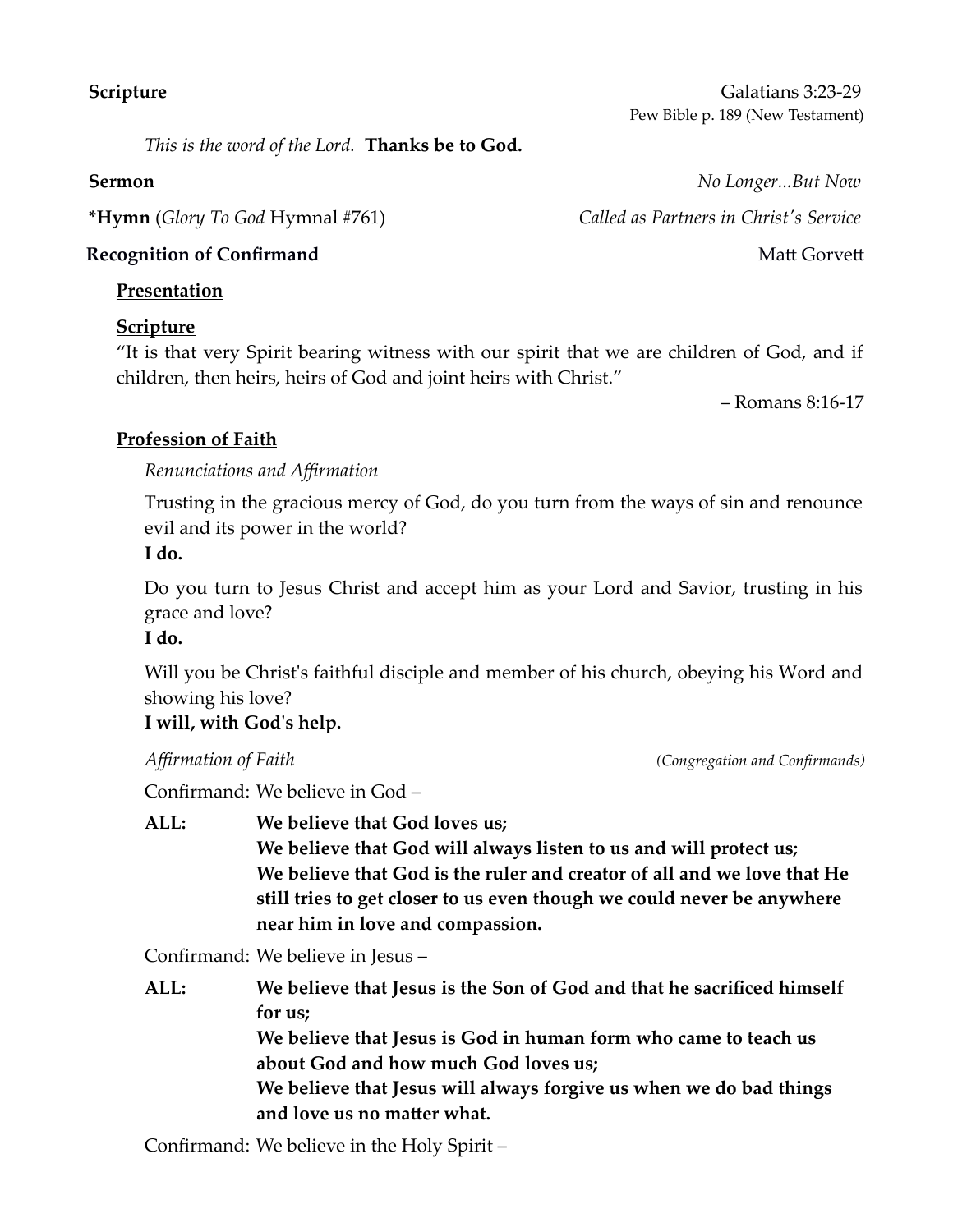**Scripture** Galatians 3:23-29
Pew Bible p. 189 (New Testament)

*This is the word of the Lord.* **Thanks be to God.**

**Sermon** *No Longer...But Now*

***Hymn** (*Glory To God* Hymnal #761) *Called as Partners in Christ's Service*

**Recognition of Confirmand** Matt Gorvett

**Presentation**

**Scripture**

"It is that very Spirit bearing witness with our spirit that we are children of God, and if children, then heirs, heirs of God and joint heirs with Christ."

– Romans 8:16-17

**Profession of Faith**

*Renunciations and Affirmation*

Trusting in the gracious mercy of God, do you turn from the ways of sin and renounce evil and its power in the world?
**I do.**

Do you turn to Jesus Christ and accept him as your Lord and Savior, trusting in his grace and love?
**I do.**

Will you be Christ's faithful disciple and member of his church, obeying his Word and showing his love?
**I will, with God's help.**

*Affirmation of Faith* *(Congregation and Confirmands)*

Confirmand: We believe in God –

**ALL: We believe that God loves us;**
**We believe that God will always listen to us and will protect us;**
**We believe that God is the ruler and creator of all and we love that He still tries to get closer to us even though we could never be anywhere near him in love and compassion.**

Confirmand: We believe in Jesus –

**ALL: We believe that Jesus is the Son of God and that he sacrificed himself for us;**
**We believe that Jesus is God in human form who came to teach us about God and how much God loves us;**
**We believe that Jesus will always forgive us when we do bad things and love us no matter what.**

Confirmand: We believe in the Holy Spirit –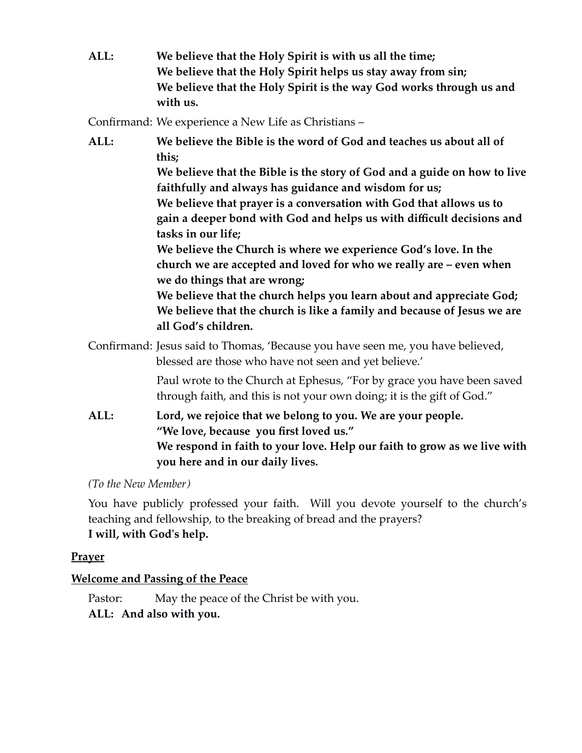**ALL:** **We believe that the Holy Spirit is with us all the time;**
**We believe that the Holy Spirit helps us stay away from sin;**
**We believe that the Holy Spirit is the way God works through us and with us.**

Confirmand: We experience a New Life as Christians –

**ALL:** **We believe the Bible is the word of God and teaches us about all of this;**
**We believe that the Bible is the story of God and a guide on how to live faithfully and always has guidance and wisdom for us;**
**We believe that prayer is a conversation with God that allows us to gain a deeper bond with God and helps us with difficult decisions and tasks in our life;**
**We believe the Church is where we experience God's love. In the church we are accepted and loved for who we really are – even when we do things that are wrong;**
**We believe that the church helps you learn about and appreciate God;**
**We believe that the church is like a family and because of Jesus we are all God's children.**

Confirmand: Jesus said to Thomas, 'Because you have seen me, you have believed, blessed are those who have not seen and yet believe.'

Paul wrote to the Church at Ephesus, "For by grace you have been saved through faith, and this is not your own doing; it is the gift of God."

**ALL:** **Lord, we rejoice that we belong to you. We are your people.**
**"We love, because you first loved us."**
**We respond in faith to your love. Help our faith to grow as we live with you here and in our daily lives.**

*(To the New Member)*

You have publicly professed your faith. Will you devote yourself to the church's teaching and fellowship, to the breaking of bread and the prayers?
**I will, with God's help.**

**Prayer**

**Welcome and Passing of the Peace**

Pastor: May the peace of the Christ be with you.
**ALL: And also with you.**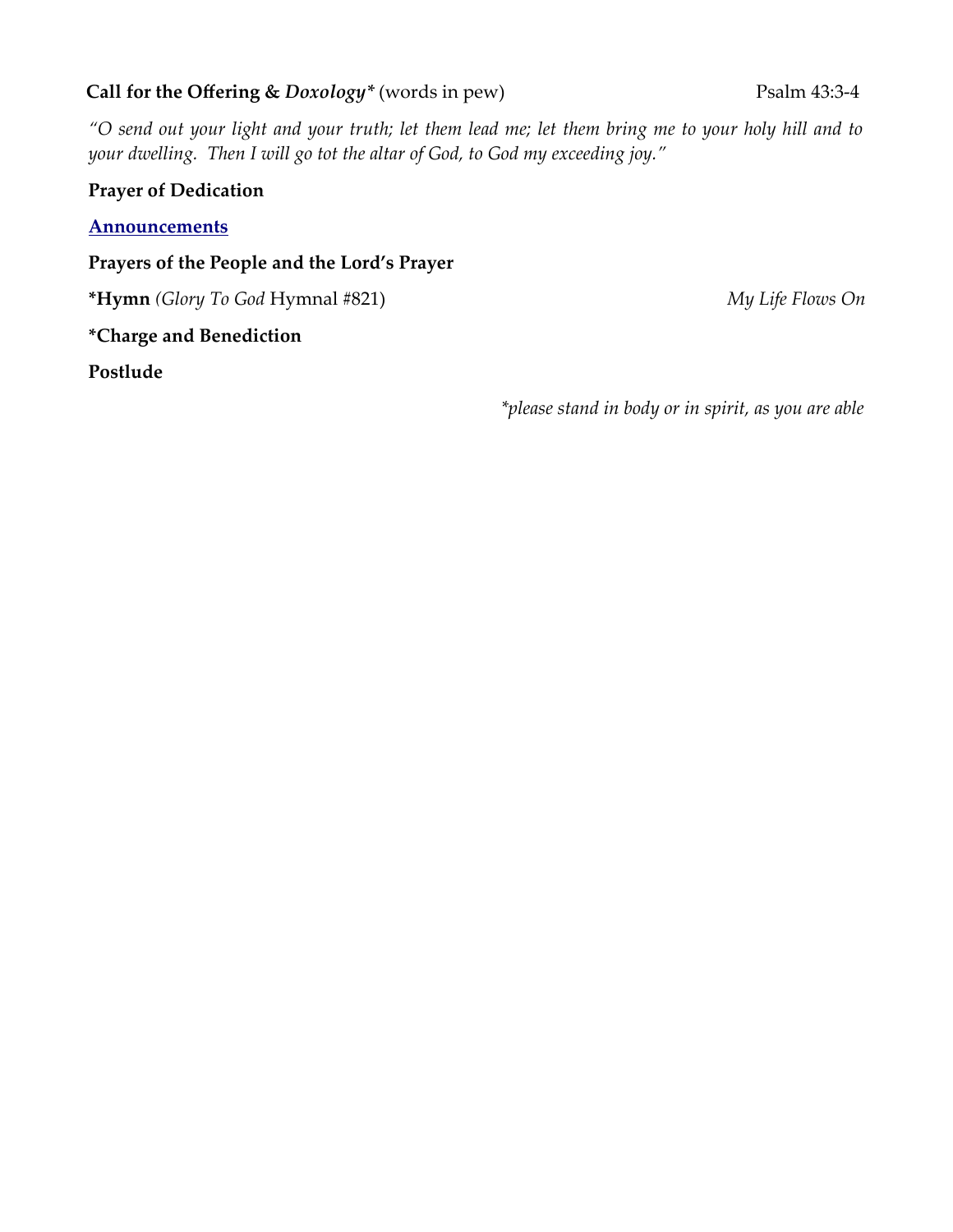**Call for the Offering &** ***Doxology**** (words in pew) Psalm 43:3-4

*"O send out your light and your truth; let them lead me; let them bring me to your holy hill and to your dwelling. Then I will go tot the altar of God, to God my exceeding joy."*

**Prayer of Dedication**

**Announcements**

**Prayers of the People and the Lord's Prayer**

***Hymn** *(Glory To God* Hymnal #821) *My Life Flows On*

***Charge and Benediction**

**Postlude**

*\*please stand in body or in spirit, as you are able*